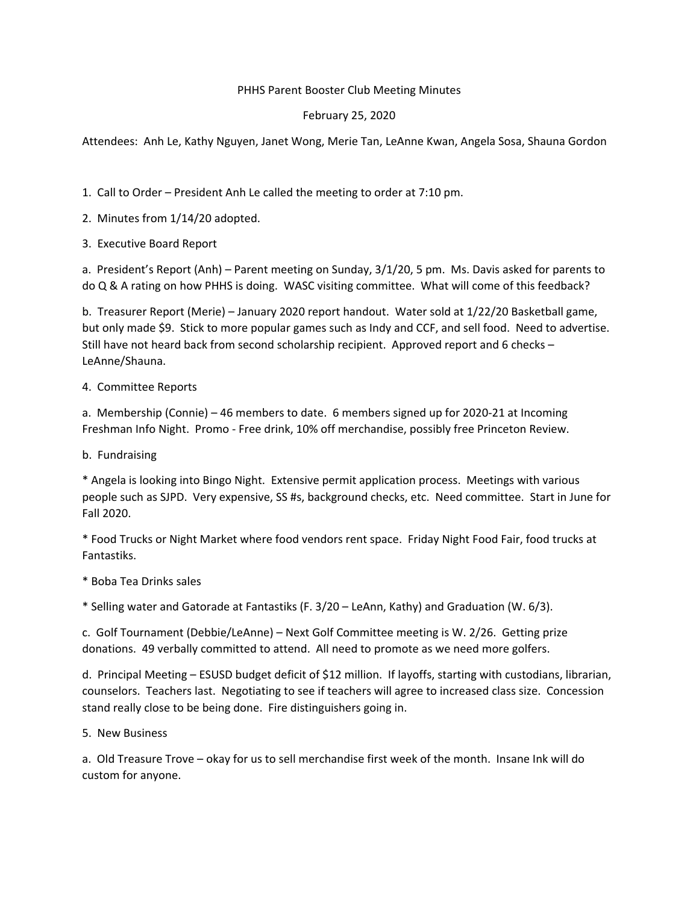PHHS Parent Booster Club Meeting Minutes

February 25, 2020

Attendees: Anh Le, Kathy Nguyen, Janet Wong, Merie Tan, LeAnne Kwan, Angela Sosa, Shauna Gordon

1. Call to Order – President Anh Le called the meeting to order at 7:10 pm.

2. Minutes from 1/14/20 adopted.

3. Executive Board Report

a. President's Report (Anh) – Parent meeting on Sunday, 3/1/20, 5 pm. Ms. Davis asked for parents to do Q & A rating on how PHHS is doing. WASC visiting committee. What will come of this feedback?

b. Treasurer Report (Merie) – January 2020 report handout. Water sold at 1/22/20 Basketball game, but only made $9. Stick to more popular games such as Indy and CCF, and sell food. Need to advertise. Still have not heard back from second scholarship recipient. Approved report and 6 checks – LeAnne/Shauna.

4. Committee Reports

a. Membership (Connie) – 46 members to date. 6 members signed up for 2020-21 at Incoming Freshman Info Night. Promo - Free drink, 10% off merchandise, possibly free Princeton Review.

b. Fundraising

* Angela is looking into Bingo Night. Extensive permit application process. Meetings with various people such as SJPD. Very expensive, SS #s, background checks, etc. Need committee. Start in June for Fall 2020.

* Food Trucks or Night Market where food vendors rent space. Friday Night Food Fair, food trucks at Fantastiks.

* Boba Tea Drinks sales

* Selling water and Gatorade at Fantastiks (F. 3/20 – LeAnn, Kathy) and Graduation (W. 6/3).

c. Golf Tournament (Debbie/LeAnne) – Next Golf Committee meeting is W. 2/26. Getting prize donations. 49 verbally committed to attend. All need to promote as we need more golfers.

d. Principal Meeting – ESUSD budget deficit of $12 million. If layoffs, starting with custodians, librarian, counselors. Teachers last. Negotiating to see if teachers will agree to increased class size. Concession stand really close to be being done. Fire distinguishers going in.

5. New Business

a. Old Treasure Trove – okay for us to sell merchandise first week of the month. Insane Ink will do custom for anyone.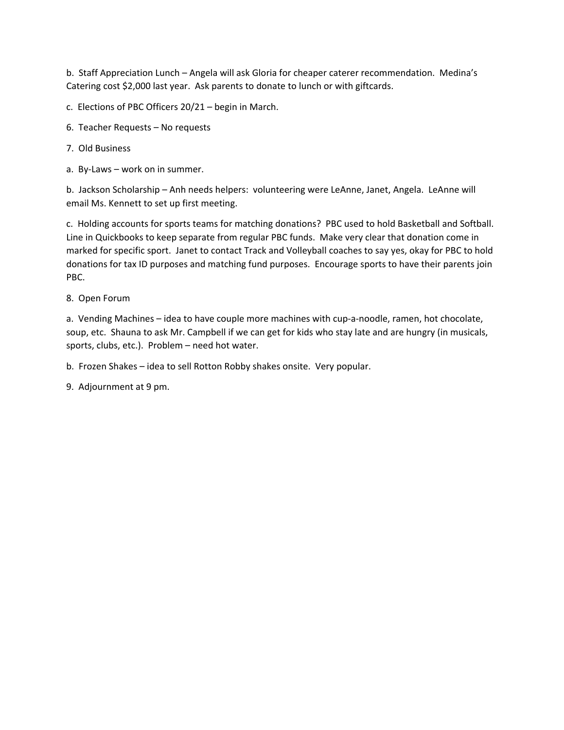b. Staff Appreciation Lunch – Angela will ask Gloria for cheaper caterer recommendation. Medina's Catering cost $2,000 last year. Ask parents to donate to lunch or with giftcards.

c. Elections of PBC Officers 20/21 – begin in March.

6. Teacher Requests – No requests

7. Old Business

a. By-Laws – work on in summer.

b. Jackson Scholarship – Anh needs helpers: volunteering were LeAnne, Janet, Angela. LeAnne will email Ms. Kennett to set up first meeting.

c. Holding accounts for sports teams for matching donations? PBC used to hold Basketball and Softball. Line in Quickbooks to keep separate from regular PBC funds. Make very clear that donation come in marked for specific sport. Janet to contact Track and Volleyball coaches to say yes, okay for PBC to hold donations for tax ID purposes and matching fund purposes. Encourage sports to have their parents join PBC.

8. Open Forum

a. Vending Machines – idea to have couple more machines with cup-a-noodle, ramen, hot chocolate, soup, etc. Shauna to ask Mr. Campbell if we can get for kids who stay late and are hungry (in musicals, sports, clubs, etc.). Problem – need hot water.

b. Frozen Shakes – idea to sell Rotton Robby shakes onsite. Very popular.

9. Adjournment at 9 pm.